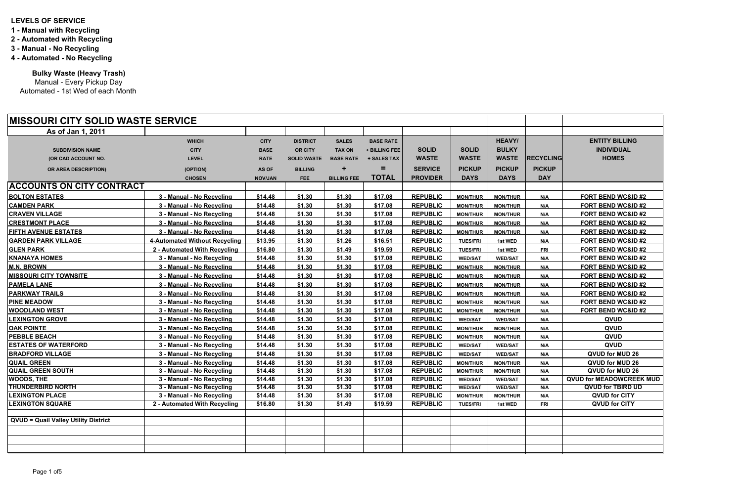**LEVELS OF SERVICE**

**1 - Manual with Recycling**

**2 - Automated with Recycling**

**3 - Manual - No Recycling**

**4 - Automated - No Recycling**

**Bulky Waste (Heavy Trash)**

Manual - Every Pickup Day

Automated - 1st Wed of each Month

## MISSOURI CITY SOLID WASTE SERVICE

As of Jan 1, 2011

| SUBDIVISION NAME (OR CAD ACCOUNT NO. OR AREA DESCRIPTION) | WHICH CITY LEVEL (OPTION) CHOSEN | CITY BASE RATE AS OF NOV/JAN | DISTRICT OR CITY SOLID WASTE BILLING FEE | SALES TAX ON BASE RATE + BILLING FEE | BASE RATE + BILLING FEE + SALES TAX = TOTAL | SOLID WASTE SERVICE PROVIDER | SOLID WASTE PICKUP DAYS | HEAVY/ BULKY WASTE PICKUP DAYS | RECYCLING PICKUP DAY | ENTITY BILLING INDIVIDUAL HOMES |
|---|---|---|---|---|---|---|---|---|---|---|
| **ACCOUNTS ON CITY CONTRACT** | | | | | | | | | | |
| BOLTON ESTATES | 3 - Manual - No Recycling | $14.48 | $1.30 | $1.30 | $17.08 | REPUBLIC | MON/THUR | MON/THUR | N/A | FORT BEND WC&ID #2 |
| CAMDEN PARK | 3 - Manual - No Recycling | $14.48 | $1.30 | $1.30 | $17.08 | REPUBLIC | MON/THUR | MON/THUR | N/A | FORT BEND WC&ID #2 |
| CRAVEN VILLAGE | 3 - Manual - No Recycling | $14.48 | $1.30 | $1.30 | $17.08 | REPUBLIC | MON/THUR | MON/THUR | N/A | FORT BEND WC&ID #2 |
| CRESTMONT PLACE | 3 - Manual - No Recycling | $14.48 | $1.30 | $1.30 | $17.08 | REPUBLIC | MON/THUR | MON/THUR | N/A | FORT BEND WC&ID #2 |
| FIFTH AVENUE ESTATES | 3 - Manual - No Recycling | $14.48 | $1.30 | $1.30 | $17.08 | REPUBLIC | MON/THUR | MON/THUR | N/A | FORT BEND WC&ID #2 |
| GARDEN PARK VILLAGE | 4-Automated Without Recycling | $13.95 | $1.30 | $1.26 | $16.51 | REPUBLIC | TUES/FRI | 1st WED | N/A | FORT BEND WC&ID #2 |
| GLEN PARK | 2 - Automated With Recycling | $16.80 | $1.30 | $1.49 | $19.59 | REPUBLIC | TUES/FRI | 1st WED | FRI | FORT BEND WC&ID #2 |
| KNANAYA HOMES | 3 - Manual - No Recycling | $14.48 | $1.30 | $1.30 | $17.08 | REPUBLIC | WED/SAT | WED/SAT | N/A | FORT BEND WC&ID #2 |
| M.N. BROWN | 3 - Manual - No Recycling | $14.48 | $1.30 | $1.30 | $17.08 | REPUBLIC | MON/THUR | MON/THUR | N/A | FORT BEND WC&ID #2 |
| MISSOURI CITY TOWNSITE | 3 - Manual - No Recycling | $14.48 | $1.30 | $1.30 | $17.08 | REPUBLIC | MON/THUR | MON/THUR | N/A | FORT BEND WC&ID #2 |
| PAMELA LANE | 3 - Manual - No Recycling | $14.48 | $1.30 | $1.30 | $17.08 | REPUBLIC | MON/THUR | MON/THUR | N/A | FORT BEND WC&ID #2 |
| PARKWAY TRAILS | 3 - Manual - No Recycling | $14.48 | $1.30 | $1.30 | $17.08 | REPUBLIC | MON/THUR | MON/THUR | N/A | FORT BEND WC&ID #2 |
| PINE MEADOW | 3 - Manual - No Recycling | $14.48 | $1.30 | $1.30 | $17.08 | REPUBLIC | MON/THUR | MON/THUR | N/A | FORT BEND WC&ID #2 |
| WOODLAND WEST | 3 - Manual - No Recycling | $14.48 | $1.30 | $1.30 | $17.08 | REPUBLIC | MON/THUR | MON/THUR | N/A | FORT BEND WC&ID #2 |
| LEXINGTON GROVE | 3 - Manual - No Recycling | $14.48 | $1.30 | $1.30 | $17.08 | REPUBLIC | WED/SAT | WED/SAT | N/A | QVUD |
| OAK POINTE | 3 - Manual - No Recycling | $14.48 | $1.30 | $1.30 | $17.08 | REPUBLIC | MON/THUR | MON/THUR | N/A | QVUD |
| PEBBLE BEACH | 3 - Manual - No Recycling | $14.48 | $1.30 | $1.30 | $17.08 | REPUBLIC | MON/THUR | MON/THUR | N/A | QVUD |
| ESTATES OF WATERFORD | 3 - Manual - No Recycling | $14.48 | $1.30 | $1.30 | $17.08 | REPUBLIC | WED/SAT | WED/SAT | N/A | QVUD |
| BRADFORD VILLAGE | 3 - Manual - No Recycling | $14.48 | $1.30 | $1.30 | $17.08 | REPUBLIC | WED/SAT | WED/SAT | N/A | QVUD for MUD 26 |
| QUAIL GREEN | 3 - Manual - No Recycling | $14.48 | $1.30 | $1.30 | $17.08 | REPUBLIC | MON/THUR | MON/THUR | N/A | QVUD for MUD 26 |
| QUAIL GREEN SOUTH | 3 - Manual - No Recycling | $14.48 | $1.30 | $1.30 | $17.08 | REPUBLIC | MON/THUR | MON/THUR | N/A | QVUD for MUD 26 |
| WOODS, THE | 3 - Manual - No Recycling | $14.48 | $1.30 | $1.30 | $17.08 | REPUBLIC | WED/SAT | WED/SAT | N/A | QVUD for MEADOWCREEK MUD |
| THUNDERBIRD NORTH | 3 - Manual - No Recycling | $14.48 | $1.30 | $1.30 | $17.08 | REPUBLIC | WED/SAT | WED/SAT | N/A | QVUD for TBIRD UD |
| LEXINGTON PLACE | 3 - Manual - No Recycling | $14.48 | $1.30 | $1.30 | $17.08 | REPUBLIC | MON/THUR | MON/THUR | N/A | QVUD for CITY |
| LEXINGTON SQUARE | 2 - Automated With Recycling | $16.80 | $1.30 | $1.49 | $19.59 | REPUBLIC | TUES/FRI | 1st WED | FRI | QVUD for CITY |
| | | | | | | | | | | |
| **QVUD = Quail Valley Utility District** | | | | | | | | | | |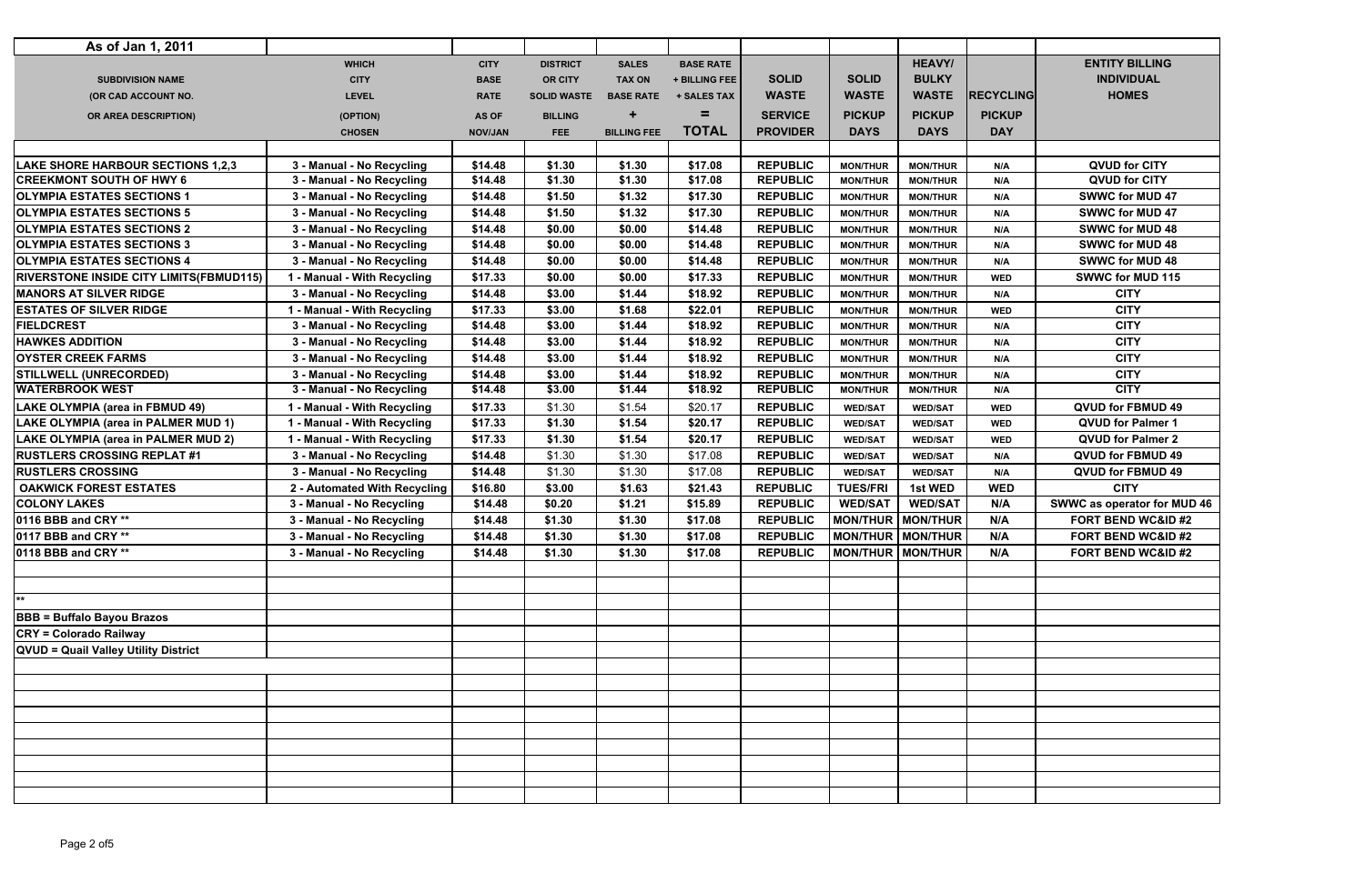| As of Jan 1, 2011 | | | | | | | | | | |
|---|---|---|---|---|---|---|---|---|---|---|
| SUBDIVISION NAME (OR CAD ACCOUNT NO. OR AREA DESCRIPTION) | WHICH CITY LEVEL (OPTION) CHOSEN | CITY BASE RATE AS OF NOV/JAN | DISTRICT OR CITY SOLID WASTE BILLING FEE | SALES TAX ON BASE RATE + BILLING FEE | BASE RATE + BILLING FEE + SALES TAX = TOTAL | SOLID WASTE SERVICE PROVIDER | SOLID WASTE PICKUP DAYS | HEAVY/ BULKY WASTE PICKUP DAYS | RECYCLING PICKUP DAY | ENTITY BILLING INDIVIDUAL HOMES |
| LAKE SHORE HARBOUR SECTIONS 1,2,3 | 3 - Manual - No Recycling | $14.48 | $1.30 | $1.30 | $17.08 | REPUBLIC | MON/THUR | MON/THUR | N/A | QVUD for CITY |
| CREEKMONT SOUTH OF HWY 6 | 3 - Manual - No Recycling | $14.48 | $1.30 | $1.30 | $17.08 | REPUBLIC | MON/THUR | MON/THUR | N/A | QVUD for CITY |
| OLYMPIA ESTATES SECTIONS 1 | 3 - Manual - No Recycling | $14.48 | $1.50 | $1.32 | $17.30 | REPUBLIC | MON/THUR | MON/THUR | N/A | SWWC for MUD 47 |
| OLYMPIA ESTATES SECTIONS 5 | 3 - Manual - No Recycling | $14.48 | $1.50 | $1.32 | $17.30 | REPUBLIC | MON/THUR | MON/THUR | N/A | SWWC for MUD 47 |
| OLYMPIA ESTATES SECTIONS 2 | 3 - Manual - No Recycling | $14.48 | $0.00 | $0.00 | $14.48 | REPUBLIC | MON/THUR | MON/THUR | N/A | SWWC for MUD 48 |
| OLYMPIA ESTATES SECTIONS 3 | 3 - Manual - No Recycling | $14.48 | $0.00 | $0.00 | $14.48 | REPUBLIC | MON/THUR | MON/THUR | N/A | SWWC for MUD 48 |
| OLYMPIA ESTATES SECTIONS 4 | 3 - Manual - No Recycling | $14.48 | $0.00 | $0.00 | $14.48 | REPUBLIC | MON/THUR | MON/THUR | N/A | SWWC for MUD 48 |
| RIVERSTONE INSIDE CITY LIMITS(FBMUD115) | 1 - Manual - With Recycling | $17.33 | $0.00 | $0.00 | $17.33 | REPUBLIC | MON/THUR | MON/THUR | WED | SWWC for MUD 115 |
| MANORS AT SILVER RIDGE | 3 - Manual - No Recycling | $14.48 | $3.00 | $1.44 | $18.92 | REPUBLIC | MON/THUR | MON/THUR | N/A | CITY |
| ESTATES OF SILVER RIDGE | 1 - Manual - With Recycling | $17.33 | $3.00 | $1.68 | $22.01 | REPUBLIC | MON/THUR | MON/THUR | WED | CITY |
| FIELDCREST | 3 - Manual - No Recycling | $14.48 | $3.00 | $1.44 | $18.92 | REPUBLIC | MON/THUR | MON/THUR | N/A | CITY |
| HAWKES ADDITION | 3 - Manual - No Recycling | $14.48 | $3.00 | $1.44 | $18.92 | REPUBLIC | MON/THUR | MON/THUR | N/A | CITY |
| OYSTER CREEK FARMS | 3 - Manual - No Recycling | $14.48 | $3.00 | $1.44 | $18.92 | REPUBLIC | MON/THUR | MON/THUR | N/A | CITY |
| STILLWELL (UNRECORDED) | 3 - Manual - No Recycling | $14.48 | $3.00 | $1.44 | $18.92 | REPUBLIC | MON/THUR | MON/THUR | N/A | CITY |
| WATERBROOK WEST | 3 - Manual - No Recycling | $14.48 | $3.00 | $1.44 | $18.92 | REPUBLIC | MON/THUR | MON/THUR | N/A | CITY |
| LAKE OLYMPIA (area in FBMUD 49) | 1 - Manual - With Recycling | $17.33 | $1.30 | $1.54 | $20.17 | REPUBLIC | WED/SAT | WED/SAT | WED | QVUD for FBMUD 49 |
| LAKE OLYMPIA (area in PALMER MUD 1) | 1 - Manual - With Recycling | $17.33 | $1.30 | $1.54 | $20.17 | REPUBLIC | WED/SAT | WED/SAT | WED | QVUD for Palmer 1 |
| LAKE OLYMPIA (area in PALMER MUD 2) | 1 - Manual - With Recycling | $17.33 | $1.30 | $1.54 | $20.17 | REPUBLIC | WED/SAT | WED/SAT | WED | QVUD for Palmer 2 |
| RUSTLERS CROSSING REPLAT #1 | 3 - Manual - No Recycling | $14.48 | $1.30 | $1.30 | $17.08 | REPUBLIC | WED/SAT | WED/SAT | N/A | QVUD for FBMUD 49 |
| RUSTLERS CROSSING | 3 - Manual - No Recycling | $14.48 | $1.30 | $1.30 | $17.08 | REPUBLIC | WED/SAT | WED/SAT | N/A | QVUD for FBMUD 49 |
| OAKWICK FOREST ESTATES | 2 - Automated With Recycling | $16.80 | $3.00 | $1.63 | $21.43 | REPUBLIC | TUES/FRI | 1st WED | WED | CITY |
| COLONY LAKES | 3 - Manual - No Recycling | $14.48 | $0.20 | $1.21 | $15.89 | REPUBLIC | WED/SAT | WED/SAT | N/A | SWWC as operator for MUD 46 |
| 0116 BBB and CRY ** | 3 - Manual - No Recycling | $14.48 | $1.30 | $1.30 | $17.08 | REPUBLIC | MON/THUR | MON/THUR | N/A | FORT BEND WC&ID #2 |
| 0117 BBB and CRY ** | 3 - Manual - No Recycling | $14.48 | $1.30 | $1.30 | $17.08 | REPUBLIC | MON/THUR | MON/THUR | N/A | FORT BEND WC&ID #2 |
| 0118 BBB and CRY ** | 3 - Manual - No Recycling | $14.48 | $1.30 | $1.30 | $17.08 | REPUBLIC | MON/THUR | MON/THUR | N/A | FORT BEND WC&ID #2 |

**

**BBB = Buffalo Bayou Brazos**

**CRY = Colorado Railway**

**QVUD = Quail Valley Utility District**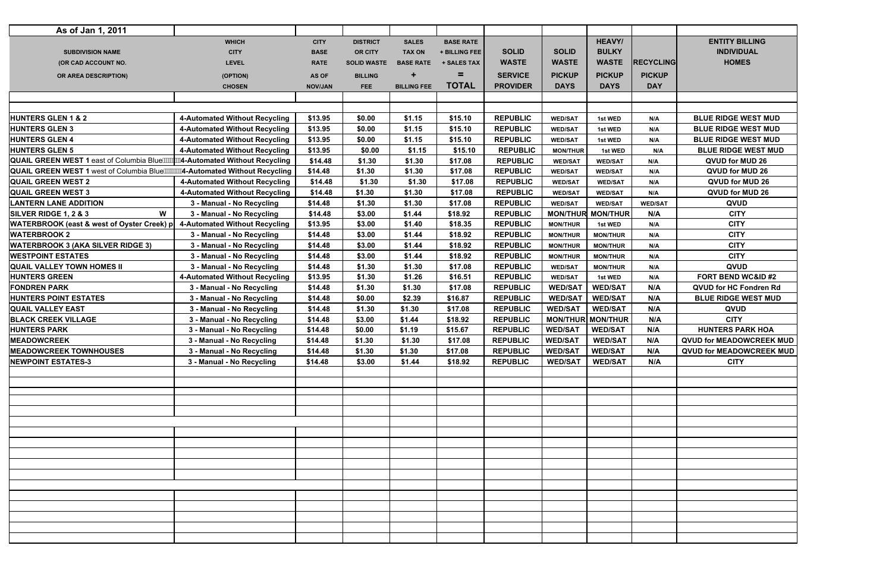| As of Jan 1, 2011 | | | | | | | | | | |
|---|---|---|---|---|---|---|---|---|---|---|
| SUBDIVISION NAME (OR CAD ACCOUNT NO. OR AREA DESCRIPTION) | WHICH CITY LEVEL (OPTION) CHOSEN | CITY BASE RATE AS OF NOV/JAN | DISTRICT OR CITY SOLID WASTE BILLING FEE | SALES TAX ON BASE RATE + BILLING FEE | BASE RATE + BILLING FEE + SALES TAX = TOTAL | SOLID WASTE SERVICE PROVIDER | SOLID WASTE PICKUP DAYS | HEAVY/ BULKY WASTE PICKUP DAYS | RECYCLING PICKUP DAY | ENTITY BILLING INDIVIDUAL HOMES |
| | | | | | | | | | | |
| HUNTERS GLEN 1 & 2 | 4-Automated Without Recycling | $13.95 | $0.00 | $1.15 | $15.10 | REPUBLIC | WED/SAT | 1st WED | N/A | BLUE RIDGE WEST MUD |
| HUNTERS GLEN 3 | 4-Automated Without Recycling | $13.95 | $0.00 | $1.15 | $15.10 | REPUBLIC | WED/SAT | 1st WED | N/A | BLUE RIDGE WEST MUD |
| HUNTERS GLEN 4 | 4-Automated Without Recycling | $13.95 | $0.00 | $1.15 | $15.10 | REPUBLIC | WED/SAT | 1st WED | N/A | BLUE RIDGE WEST MUD |
| HUNTERS GLEN 5 | 4-Automated Without Recycling | $13.95 | $0.00 | $1.15 | $15.10 | REPUBLIC | MON/THUR | 1st WED | N/A | BLUE RIDGE WEST MUD |
| QUAIL GREEN WEST 1 east of Columbia Blue | 4-Automated Without Recycling | $14.48 | $1.30 | $1.30 | $17.08 | REPUBLIC | WED/SAT | WED/SAT | N/A | QVUD for MUD 26 |
| QUAIL GREEN WEST 1 west of Columbia Blue | 4-Automated Without Recycling | $14.48 | $1.30 | $1.30 | $17.08 | REPUBLIC | WED/SAT | WED/SAT | N/A | QVUD for MUD 26 |
| QUAIL GREEN WEST 2 | 4-Automated Without Recycling | $14.48 | $1.30 | $1.30 | $17.08 | REPUBLIC | WED/SAT | WED/SAT | N/A | QVUD for MUD 26 |
| QUAIL GREEN WEST 3 | 4-Automated Without Recycling | $14.48 | $1.30 | $1.30 | $17.08 | REPUBLIC | WED/SAT | WED/SAT | N/A | QVUD for MUD 26 |
| LANTERN LANE ADDITION | 3 - Manual - No Recycling | $14.48 | $1.30 | $1.30 | $17.08 | REPUBLIC | WED/SAT | WED/SAT | WED/SAT | QVUD |
| SILVER RIDGE 1, 2 & 3 W | 3 - Manual - No Recycling | $14.48 | $3.00 | $1.44 | $18.92 | REPUBLIC | MON/THUR | MON/THUR | N/A | CITY |
| WATERBROOK (east & west of Oyster Creek) p | 4-Automated Without Recycling | $13.95 | $3.00 | $1.40 | $18.35 | REPUBLIC | MON/THUR | 1st WED | N/A | CITY |
| WATERBROOK 2 | 3 - Manual - No Recycling | $14.48 | $3.00 | $1.44 | $18.92 | REPUBLIC | MON/THUR | MON/THUR | N/A | CITY |
| WATERBROOK 3 (AKA SILVER RIDGE 3) | 3 - Manual - No Recycling | $14.48 | $3.00 | $1.44 | $18.92 | REPUBLIC | MON/THUR | MON/THUR | N/A | CITY |
| WESTPOINT ESTATES | 3 - Manual - No Recycling | $14.48 | $3.00 | $1.44 | $18.92 | REPUBLIC | MON/THUR | MON/THUR | N/A | CITY |
| QUAIL VALLEY TOWN HOMES II | 3 - Manual - No Recycling | $14.48 | $1.30 | $1.30 | $17.08 | REPUBLIC | WED/SAT | MON/THUR | N/A | QVUD |
| HUNTERS GREEN | 4-Automated Without Recycling | $13.95 | $1.30 | $1.26 | $16.51 | REPUBLIC | WED/SAT | 1st WED | N/A | FORT BEND WC&ID #2 |
| FONDREN PARK | 3 - Manual - No Recycling | $14.48 | $1.30 | $1.30 | $17.08 | REPUBLIC | WED/SAT | WED/SAT | N/A | QVUD for HC Fondren Rd |
| HUNTERS POINT ESTATES | 3 - Manual - No Recycling | $14.48 | $0.00 | $2.39 | $16.87 | REPUBLIC | WED/SAT | WED/SAT | N/A | BLUE RIDGE WEST MUD |
| QUAIL VALLEY EAST | 3 - Manual - No Recycling | $14.48 | $1.30 | $1.30 | $17.08 | REPUBLIC | WED/SAT | WED/SAT | N/A | QVUD |
| BLACK CREEK VILLAGE | 3 - Manual - No Recycling | $14.48 | $3.00 | $1.44 | $18.92 | REPUBLIC | MON/THUR | MON/THUR | N/A | CITY |
| HUNTERS PARK | 3 - Manual - No Recycling | $14.48 | $0.00 | $1.19 | $15.67 | REPUBLIC | WED/SAT | WED/SAT | N/A | HUNTERS PARK HOA |
| MEADOWCREEK | 3 - Manual - No Recycling | $14.48 | $1.30 | $1.30 | $17.08 | REPUBLIC | WED/SAT | WED/SAT | N/A | QVUD for MEADOWCREEK MUD |
| MEADOWCREEK TOWNHOUSES | 3 - Manual - No Recycling | $14.48 | $1.30 | $1.30 | $17.08 | REPUBLIC | WED/SAT | WED/SAT | N/A | QVUD for MEADOWCREEK MUD |
| NEWPOINT ESTATES-3 | 3 - Manual - No Recycling | $14.48 | $3.00 | $1.44 | $18.92 | REPUBLIC | WED/SAT | WED/SAT | N/A | CITY |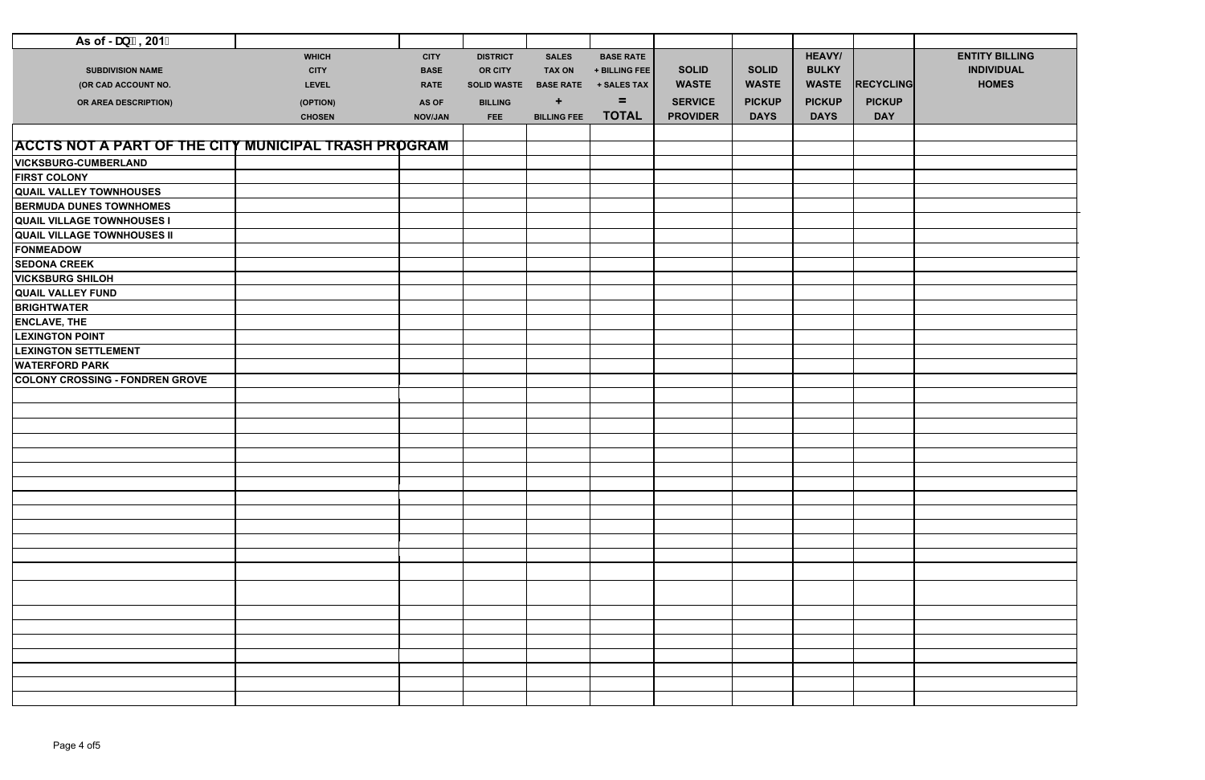| As of - DQ, 201 | | | | | | | | | | |
|---|---|---|---|---|---|---|---|---|---|---|
| SUBDIVISION NAME (OR CAD ACCOUNT NO. OR AREA DESCRIPTION) | WHICH CITY LEVEL (OPTION) CHOSEN | CITY BASE RATE AS OF NOV/JAN | DISTRICT OR CITY SOLID WASTE BILLING FEE | SALES TAX ON BASE RATE + BILLING FEE | BASE RATE + BILLING FEE + SALES TAX = TOTAL | SOLID WASTE SERVICE PROVIDER | SOLID WASTE PICKUP DAYS | HEAVY/ BULKY WASTE PICKUP DAYS | RECYCLING PICKUP DAY | ENTITY BILLING INDIVIDUAL HOMES |
| | | | | | | | | | | |
| **ACCTS NOT A PART OF THE CITY MUNICIPAL TRASH PROGRAM** | | | | | | | | | | |
| VICKSBURG-CUMBERLAND | | | | | | | | | | |
| FIRST COLONY | | | | | | | | | | |
| QUAIL VALLEY TOWNHOUSES | | | | | | | | | | |
| BERMUDA DUNES TOWNHOMES | | | | | | | | | | |
| QUAIL VILLAGE TOWNHOUSES I | | | | | | | | | | |
| QUAIL VILLAGE TOWNHOUSES II | | | | | | | | | | |
| FONMEADOW | | | | | | | | | | |
| SEDONA CREEK | | | | | | | | | | |
| VICKSBURG SHILOH | | | | | | | | | | |
| QUAIL VALLEY FUND | | | | | | | | | | |
| BRIGHTWATER | | | | | | | | | | |
| ENCLAVE, THE | | | | | | | | | | |
| LEXINGTON POINT | | | | | | | | | | |
| LEXINGTON SETTLEMENT | | | | | | | | | | |
| WATERFORD PARK | | | | | | | | | | |
| COLONY CROSSING - FONDREN GROVE | | | | | | | | | | |